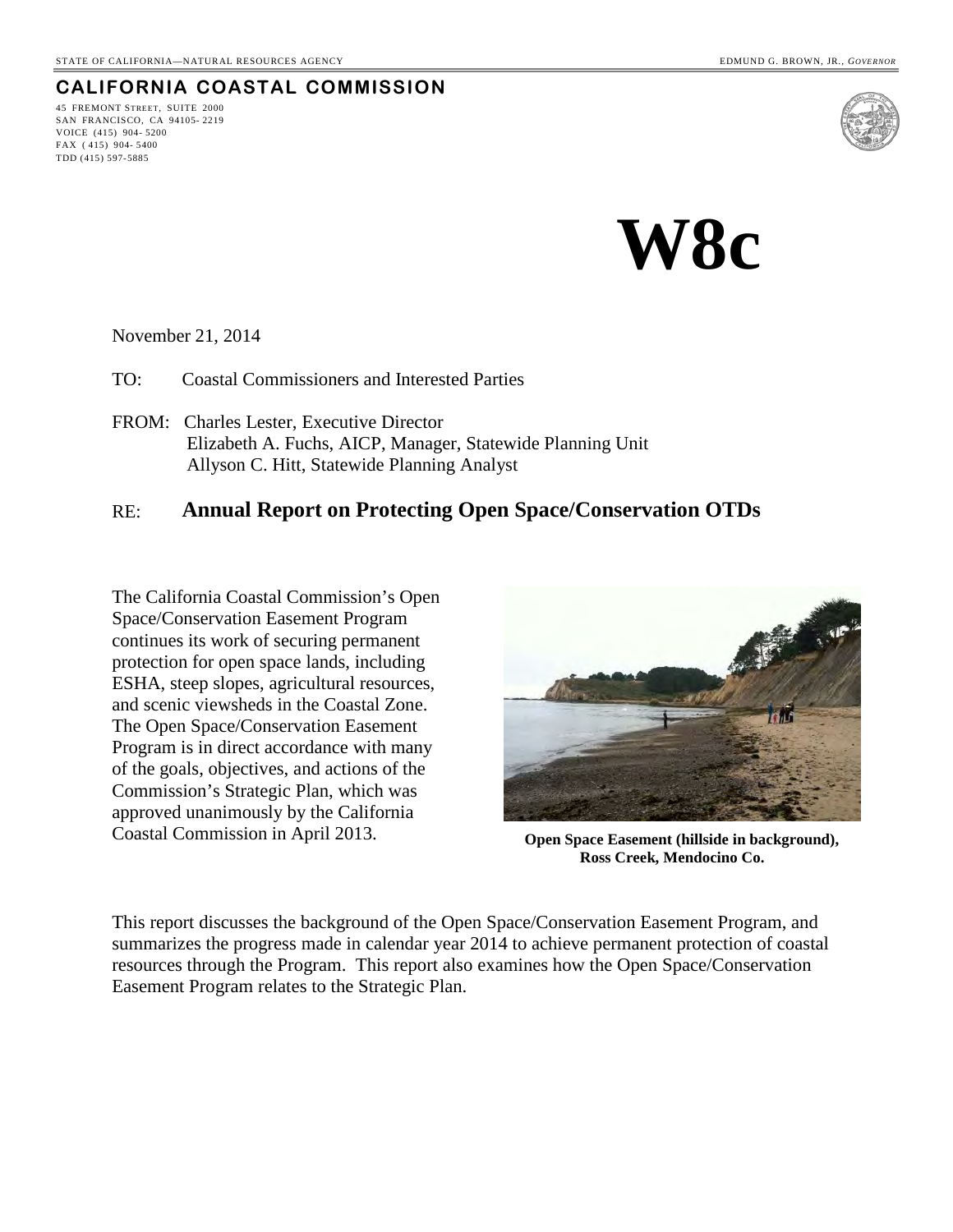STATE OF CALIFORNIA—NATURAL RESOURCES AGENCY

EDMUND G. BROWN, JR., *GOVERNOR*

**CALIFORNIA COASTAL COMMISSION**

45 FREMONT STREET, SUITE 2000
SAN FRANCISCO, CA 94105-2219
VOICE (415) 904-5200
FAX (415) 904-5400
TDD (415) 597-5885

# W8c

November 21, 2014

TO: Coastal Commissioners and Interested Parties

FROM: Charles Lester, Executive Director
Elizabeth A. Fuchs, AICP, Manager, Statewide Planning Unit
Allyson C. Hitt, Statewide Planning Analyst

RE: **Annual Report on Protecting Open Space/Conservation OTDs**

The California Coastal Commission's Open Space/Conservation Easement Program continues its work of securing permanent protection for open space lands, including ESHA, steep slopes, agricultural resources, and scenic viewsheds in the Coastal Zone. The Open Space/Conservation Easement Program is in direct accordance with many of the goals, objectives, and actions of the Commission's Strategic Plan, which was approved unanimously by the California Coastal Commission in April 2013.

**Open Space Easement (hillside in background), Ross Creek, Mendocino Co.**

This report discusses the background of the Open Space/Conservation Easement Program, and summarizes the progress made in calendar year 2014 to achieve permanent protection of coastal resources through the Program. This report also examines how the Open Space/Conservation Easement Program relates to the Strategic Plan.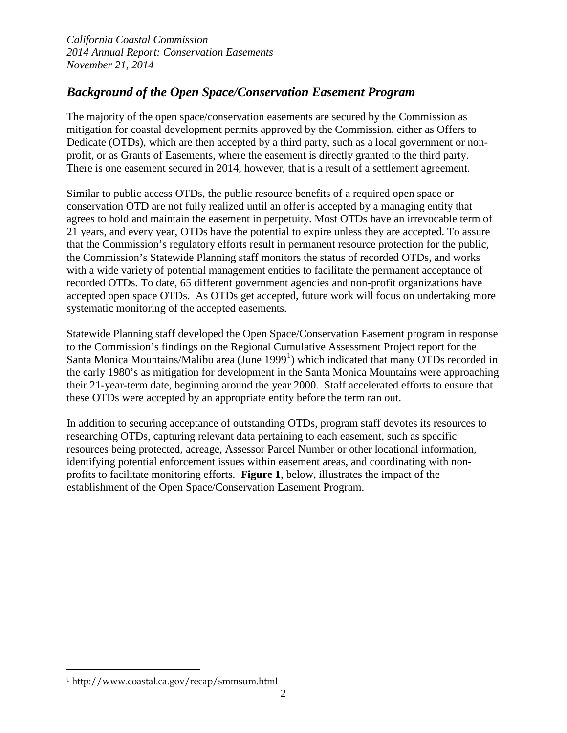## *Background of the Open Space/Conservation Easement Program*

The majority of the open space/conservation easements are secured by the Commission as mitigation for coastal development permits approved by the Commission, either as Offers to Dedicate (OTDs), which are then accepted by a third party, such as a local government or non-profit, or as Grants of Easements, where the easement is directly granted to the third party. There is one easement secured in 2014, however, that is a result of a settlement agreement.

Similar to public access OTDs, the public resource benefits of a required open space or conservation OTD are not fully realized until an offer is accepted by a managing entity that agrees to hold and maintain the easement in perpetuity. Most OTDs have an irrevocable term of 21 years, and every year, OTDs have the potential to expire unless they are accepted. To assure that the Commission's regulatory efforts result in permanent resource protection for the public, the Commission's Statewide Planning staff monitors the status of recorded OTDs, and works with a wide variety of potential management entities to facilitate the permanent acceptance of recorded OTDs. To date, 65 different government agencies and non-profit organizations have accepted open space OTDs. As OTDs get accepted, future work will focus on undertaking more systematic monitoring of the accepted easements.

Statewide Planning staff developed the Open Space/Conservation Easement program in response to the Commission's findings on the Regional Cumulative Assessment Project report for the Santa Monica Mountains/Malibu area (June 1999[1]) which indicated that many OTDs recorded in the early 1980's as mitigation for development in the Santa Monica Mountains were approaching their 21-year-term date, beginning around the year 2000. Staff accelerated efforts to ensure that these OTDs were accepted by an appropriate entity before the term ran out.

In addition to securing acceptance of outstanding OTDs, program staff devotes its resources to researching OTDs, capturing relevant data pertaining to each easement, such as specific resources being protected, acreage, Assessor Parcel Number or other locational information, identifying potential enforcement issues within easement areas, and coordinating with non-profits to facilitate monitoring efforts. **Figure 1**, below, illustrates the impact of the establishment of the Open Space/Conservation Easement Program.

---

[1] http://www.coastal.ca.gov/recap/smmsum.html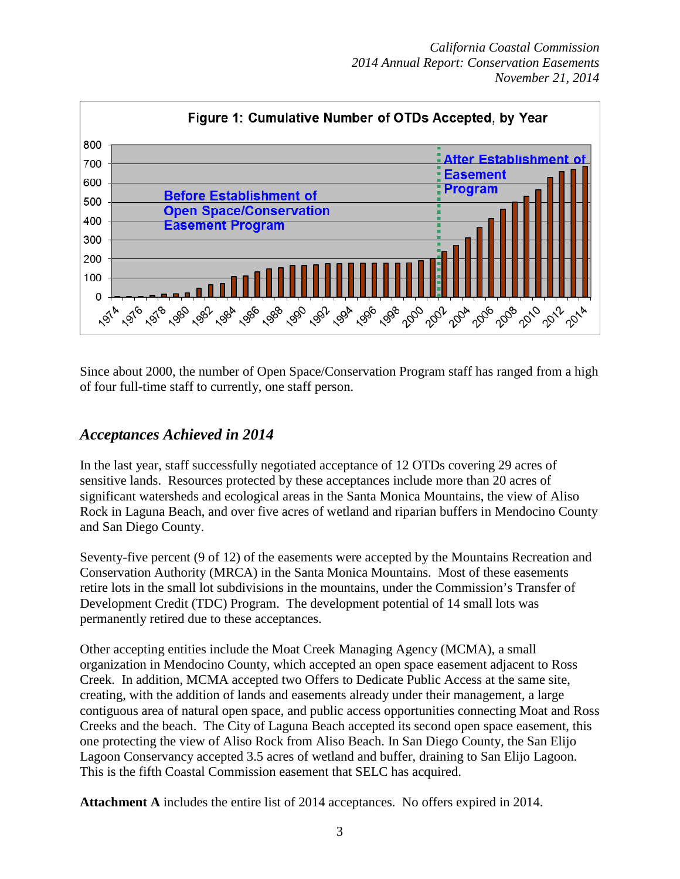**Figure 1: Cumulative Number of OTDs Accepted, by Year**

Since about 2000, the number of Open Space/Conservation Program staff has ranged from a high of four full-time staff to currently, one staff person.

## *Acceptances Achieved in 2014*

In the last year, staff successfully negotiated acceptance of 12 OTDs covering 29 acres of sensitive lands. Resources protected by these acceptances include more than 20 acres of significant watersheds and ecological areas in the Santa Monica Mountains, the view of Aliso Rock in Laguna Beach, and over five acres of wetland and riparian buffers in Mendocino County and San Diego County.

Seventy-five percent (9 of 12) of the easements were accepted by the Mountains Recreation and Conservation Authority (MRCA) in the Santa Monica Mountains. Most of these easements retire lots in the small lot subdivisions in the mountains, under the Commission's Transfer of Development Credit (TDC) Program. The development potential of 14 small lots was permanently retired due to these acceptances.

Other accepting entities include the Moat Creek Managing Agency (MCMA), a small organization in Mendocino County, which accepted an open space easement adjacent to Ross Creek. In addition, MCMA accepted two Offers to Dedicate Public Access at the same site, creating, with the addition of lands and easements already under their management, a large contiguous area of natural open space, and public access opportunities connecting Moat and Ross Creeks and the beach. The City of Laguna Beach accepted its second open space easement, this one protecting the view of Aliso Rock from Aliso Beach. In San Diego County, the San Elijo Lagoon Conservancy accepted 3.5 acres of wetland and buffer, draining to San Elijo Lagoon. This is the fifth Coastal Commission easement that SELC has acquired.

**Attachment A** includes the entire list of 2014 acceptances. No offers expired in 2014.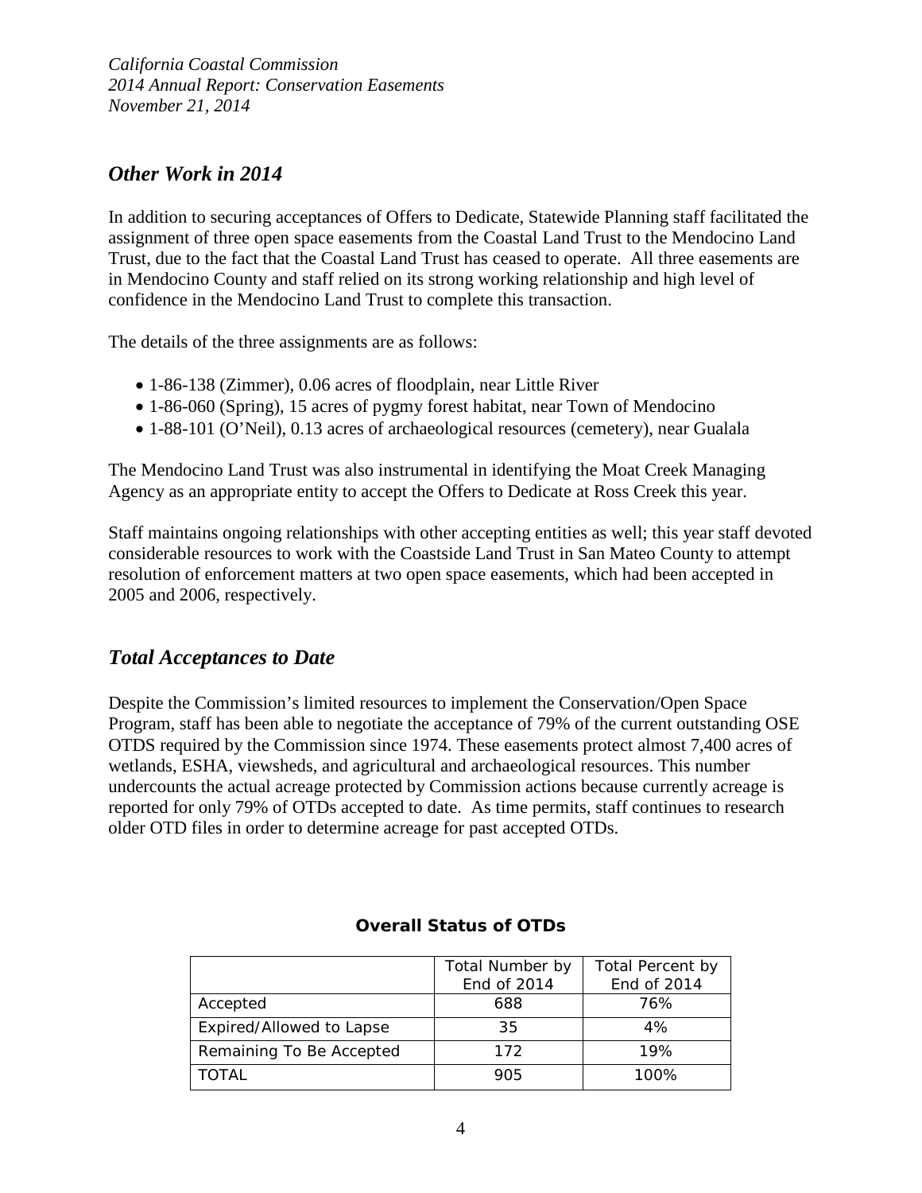## *Other Work in 2014*

In addition to securing acceptances of Offers to Dedicate, Statewide Planning staff facilitated the assignment of three open space easements from the Coastal Land Trust to the Mendocino Land Trust, due to the fact that the Coastal Land Trust has ceased to operate. All three easements are in Mendocino County and staff relied on its strong working relationship and high level of confidence in the Mendocino Land Trust to complete this transaction.

The details of the three assignments are as follows:

- 1-86-138 (Zimmer), 0.06 acres of floodplain, near Little River
- 1-86-060 (Spring), 15 acres of pygmy forest habitat, near Town of Mendocino
- 1-88-101 (O'Neil), 0.13 acres of archaeological resources (cemetery), near Gualala

The Mendocino Land Trust was also instrumental in identifying the Moat Creek Managing Agency as an appropriate entity to accept the Offers to Dedicate at Ross Creek this year.

Staff maintains ongoing relationships with other accepting entities as well; this year staff devoted considerable resources to work with the Coastside Land Trust in San Mateo County to attempt resolution of enforcement matters at two open space easements, which had been accepted in 2005 and 2006, respectively.

## *Total Acceptances to Date*

Despite the Commission's limited resources to implement the Conservation/Open Space Program, staff has been able to negotiate the acceptance of 79% of the current outstanding OSE OTDS required by the Commission since 1974. These easements protect almost 7,400 acres of wetlands, ESHA, viewsheds, and agricultural and archaeological resources. This number undercounts the actual acreage protected by Commission actions because currently acreage is reported for only 79% of OTDs accepted to date. As time permits, staff continues to research older OTD files in order to determine acreage for past accepted OTDs.

**Overall Status of OTDs**

| | Total Number by End of 2014 | Total Percent by End of 2014 |
|---|---|---|
| Accepted | 688 | 76% |
| Expired/Allowed to Lapse | 35 | 4% |
| Remaining To Be Accepted | 172 | 19% |
| TOTAL | 905 | 100% |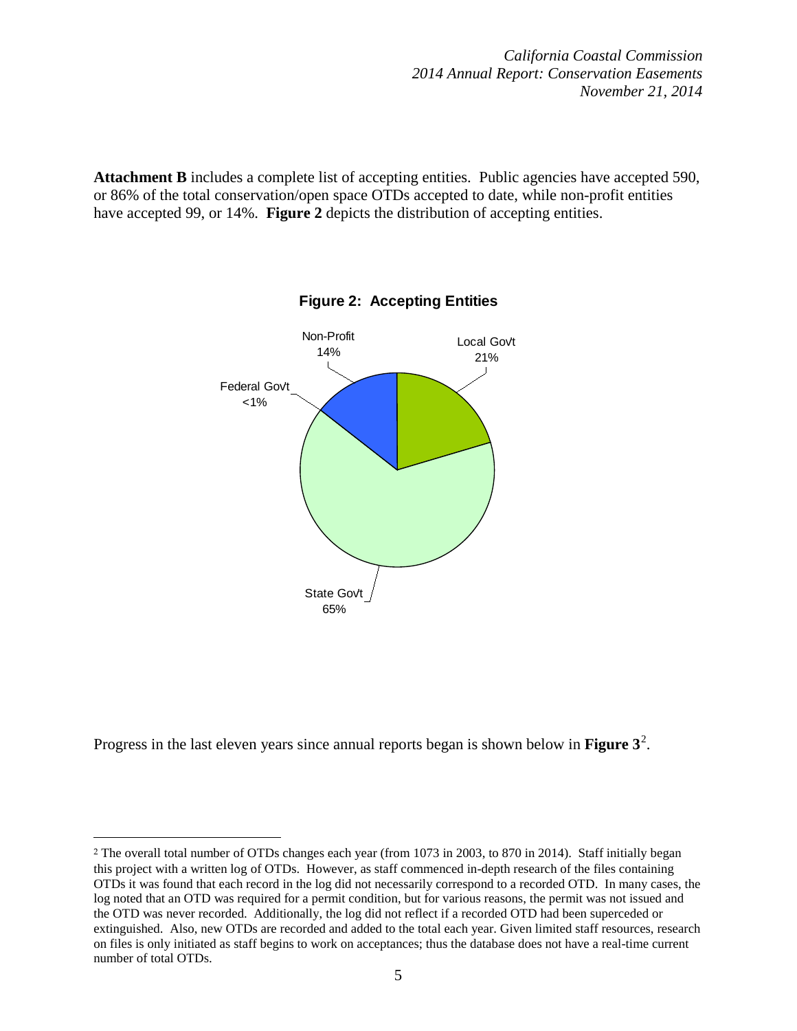**Attachment B** includes a complete list of accepting entities. Public agencies have accepted 590, or 86% of the total conservation/open space OTDs accepted to date, while non-profit entities have accepted 99, or 14%. **Figure 2** depicts the distribution of accepting entities.

**Figure 2: Accepting Entities**

Non-Profit 14%

Local Govt 21%

Federal Govt <1%

State Govt 65%

Progress in the last eleven years since annual reports began is shown below in **Figure 3**[2].

[2] The overall total number of OTDs changes each year (from 1073 in 2003, to 870 in 2014). Staff initially began this project with a written log of OTDs. However, as staff commenced in-depth research of the files containing OTDs it was found that each record in the log did not necessarily correspond to a recorded OTD. In many cases, the log noted that an OTD was required for a permit condition, but for various reasons, the permit was not issued and the OTD was never recorded. Additionally, the log did not reflect if a recorded OTD had been superceded or extinguished. Also, new OTDs are recorded and added to the total each year. Given limited staff resources, research on files is only initiated as staff begins to work on acceptances; thus the database does not have a real-time current number of total OTDs.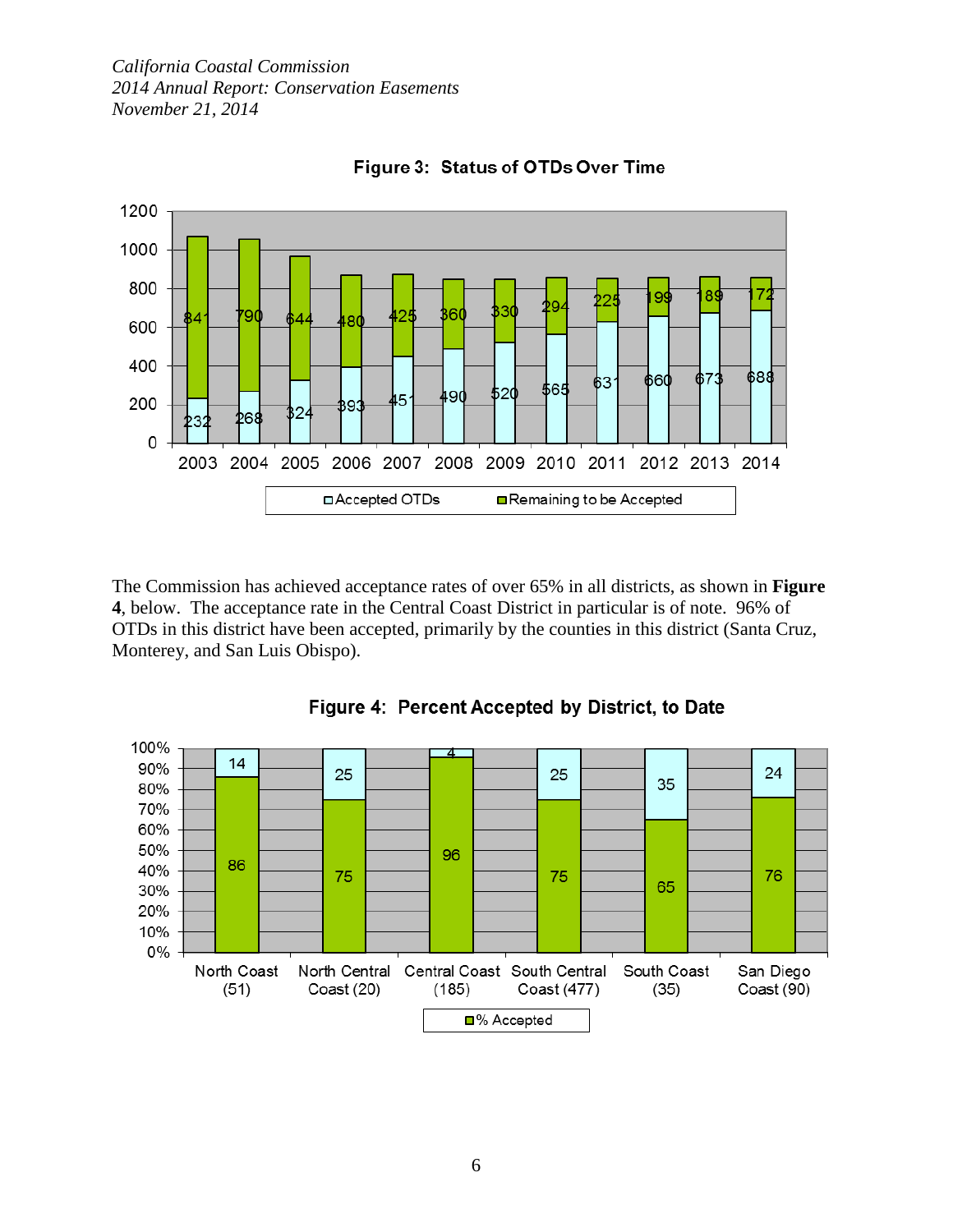**Figure 3: Status of OTDs Over Time**

| Year | Accepted OTDs | Remaining to be Accepted |
|---|---|---|
| 2003 | 232 | 841 |
| 2004 | 268 | 790 |
| 2005 | 324 | 644 |
| 2006 | 393 | 480 |
| 2007 | 451 | 425 |
| 2008 | 490 | 360 |
| 2009 | 520 | 330 |
| 2010 | 565 | 294 |
| 2011 | 631 | 225 |
| 2012 | 660 | 199 |
| 2013 | 673 | 189 |
| 2014 | 688 | 172 |

The Commission has achieved acceptance rates of over 65% in all districts, as shown in **Figure 4**, below. The acceptance rate in the Central Coast District in particular is of note. 96% of OTDs in this district have been accepted, primarily by the counties in this district (Santa Cruz, Monterey, and San Luis Obispo).

**Figure 4: Percent Accepted by District, to Date**

| District | % Accepted | % Not Accepted |
|---|---|---|
| North Coast (51) | 86 | 14 |
| North Central Coast (20) | 75 | 25 |
| Central Coast (185) | 96 | 4 |
| South Central Coast (477) | 75 | 25 |
| South Coast (35) | 65 | 35 |
| San Diego Coast (90) | 76 | 24 |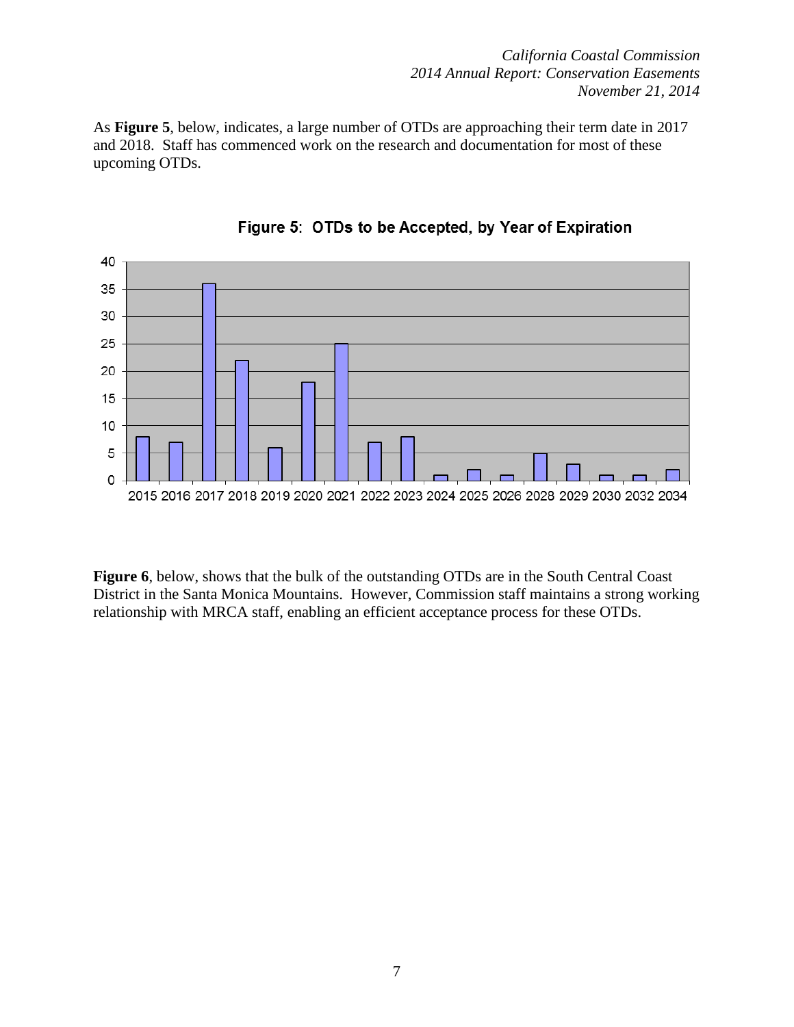As **Figure 5**, below, indicates, a large number of OTDs are approaching their term date in 2017 and 2018. Staff has commenced work on the research and documentation for most of these upcoming OTDs.

**Figure 5: OTDs to be Accepted, by Year of Expiration**

| Year | OTDs |
|---|---|
| 2015 | 8 |
| 2016 | 7 |
| 2017 | 36 |
| 2018 | 22 |
| 2019 | 6 |
| 2020 | 18 |
| 2021 | 25 |
| 2022 | 7 |
| 2023 | 8 |
| 2024 | 1 |
| 2025 | 2 |
| 2026 | 1 |
| 2028 | 5 |
| 2029 | 3 |
| 2030 | 1 |
| 2032 | 1 |
| 2034 | 2 |

**Figure 6**, below, shows that the bulk of the outstanding OTDs are in the South Central Coast District in the Santa Monica Mountains. However, Commission staff maintains a strong working relationship with MRCA staff, enabling an efficient acceptance process for these OTDs.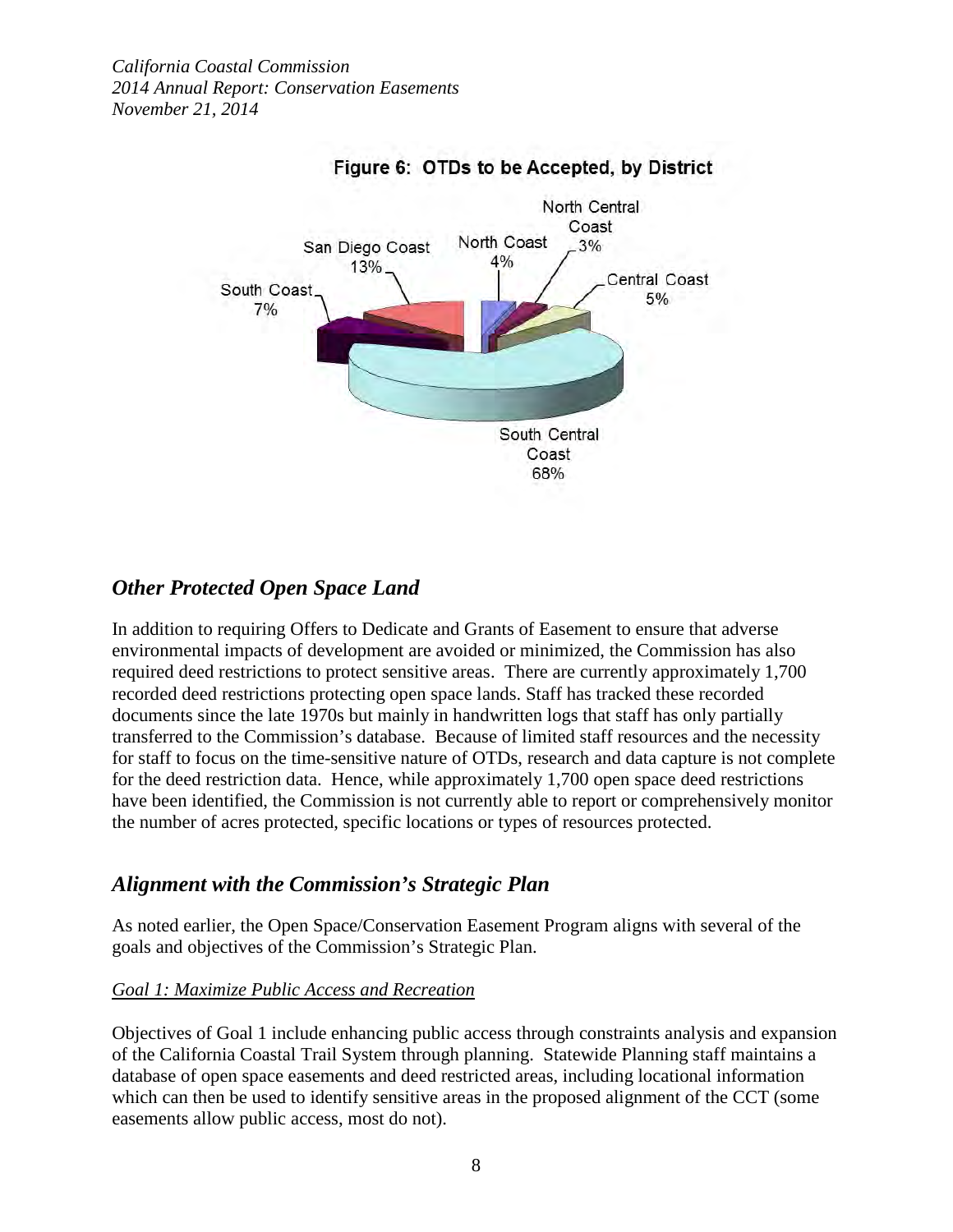Figure 6: OTDs to be Accepted, by District

North Coast 4%
North Central Coast 3%
Central Coast 5%
South Central Coast 68%
South Coast 7%
San Diego Coast 13%

## *Other Protected Open Space Land*

In addition to requiring Offers to Dedicate and Grants of Easement to ensure that adverse environmental impacts of development are avoided or minimized, the Commission has also required deed restrictions to protect sensitive areas. There are currently approximately 1,700 recorded deed restrictions protecting open space lands. Staff has tracked these recorded documents since the late 1970s but mainly in handwritten logs that staff has only partially transferred to the Commission's database. Because of limited staff resources and the necessity for staff to focus on the time-sensitive nature of OTDs, research and data capture is not complete for the deed restriction data. Hence, while approximately 1,700 open space deed restrictions have been identified, the Commission is not currently able to report or comprehensively monitor the number of acres protected, specific locations or types of resources protected.

## *Alignment with the Commission's Strategic Plan*

As noted earlier, the Open Space/Conservation Easement Program aligns with several of the goals and objectives of the Commission's Strategic Plan.

*Goal 1: Maximize Public Access and Recreation*

Objectives of Goal 1 include enhancing public access through constraints analysis and expansion of the California Coastal Trail System through planning. Statewide Planning staff maintains a database of open space easements and deed restricted areas, including locational information which can then be used to identify sensitive areas in the proposed alignment of the CCT (some easements allow public access, most do not).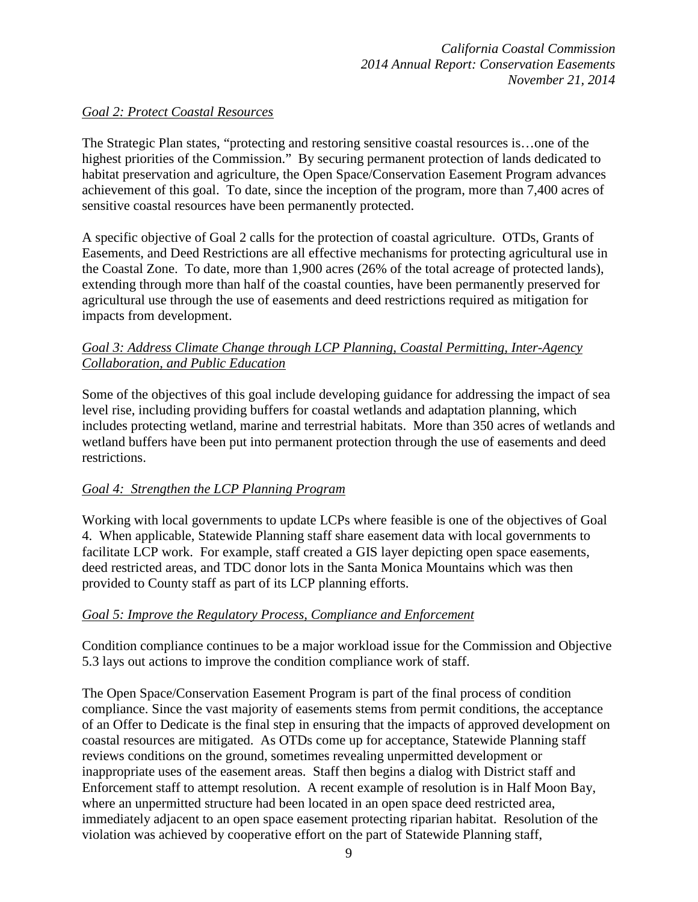*Goal 2: Protect Coastal Resources*

The Strategic Plan states, "protecting and restoring sensitive coastal resources is…one of the highest priorities of the Commission." By securing permanent protection of lands dedicated to habitat preservation and agriculture, the Open Space/Conservation Easement Program advances achievement of this goal. To date, since the inception of the program, more than 7,400 acres of sensitive coastal resources have been permanently protected.

A specific objective of Goal 2 calls for the protection of coastal agriculture. OTDs, Grants of Easements, and Deed Restrictions are all effective mechanisms for protecting agricultural use in the Coastal Zone. To date, more than 1,900 acres (26% of the total acreage of protected lands), extending through more than half of the coastal counties, have been permanently preserved for agricultural use through the use of easements and deed restrictions required as mitigation for impacts from development.

*Goal 3: Address Climate Change through LCP Planning, Coastal Permitting, Inter-Agency Collaboration, and Public Education*

Some of the objectives of this goal include developing guidance for addressing the impact of sea level rise, including providing buffers for coastal wetlands and adaptation planning, which includes protecting wetland, marine and terrestrial habitats. More than 350 acres of wetlands and wetland buffers have been put into permanent protection through the use of easements and deed restrictions.

*Goal 4: Strengthen the LCP Planning Program*

Working with local governments to update LCPs where feasible is one of the objectives of Goal 4. When applicable, Statewide Planning staff share easement data with local governments to facilitate LCP work. For example, staff created a GIS layer depicting open space easements, deed restricted areas, and TDC donor lots in the Santa Monica Mountains which was then provided to County staff as part of its LCP planning efforts.

*Goal 5: Improve the Regulatory Process, Compliance and Enforcement*

Condition compliance continues to be a major workload issue for the Commission and Objective 5.3 lays out actions to improve the condition compliance work of staff.

The Open Space/Conservation Easement Program is part of the final process of condition compliance. Since the vast majority of easements stems from permit conditions, the acceptance of an Offer to Dedicate is the final step in ensuring that the impacts of approved development on coastal resources are mitigated. As OTDs come up for acceptance, Statewide Planning staff reviews conditions on the ground, sometimes revealing unpermitted development or inappropriate uses of the easement areas. Staff then begins a dialog with District staff and Enforcement staff to attempt resolution. A recent example of resolution is in Half Moon Bay, where an unpermitted structure had been located in an open space deed restricted area, immediately adjacent to an open space easement protecting riparian habitat. Resolution of the violation was achieved by cooperative effort on the part of Statewide Planning staff,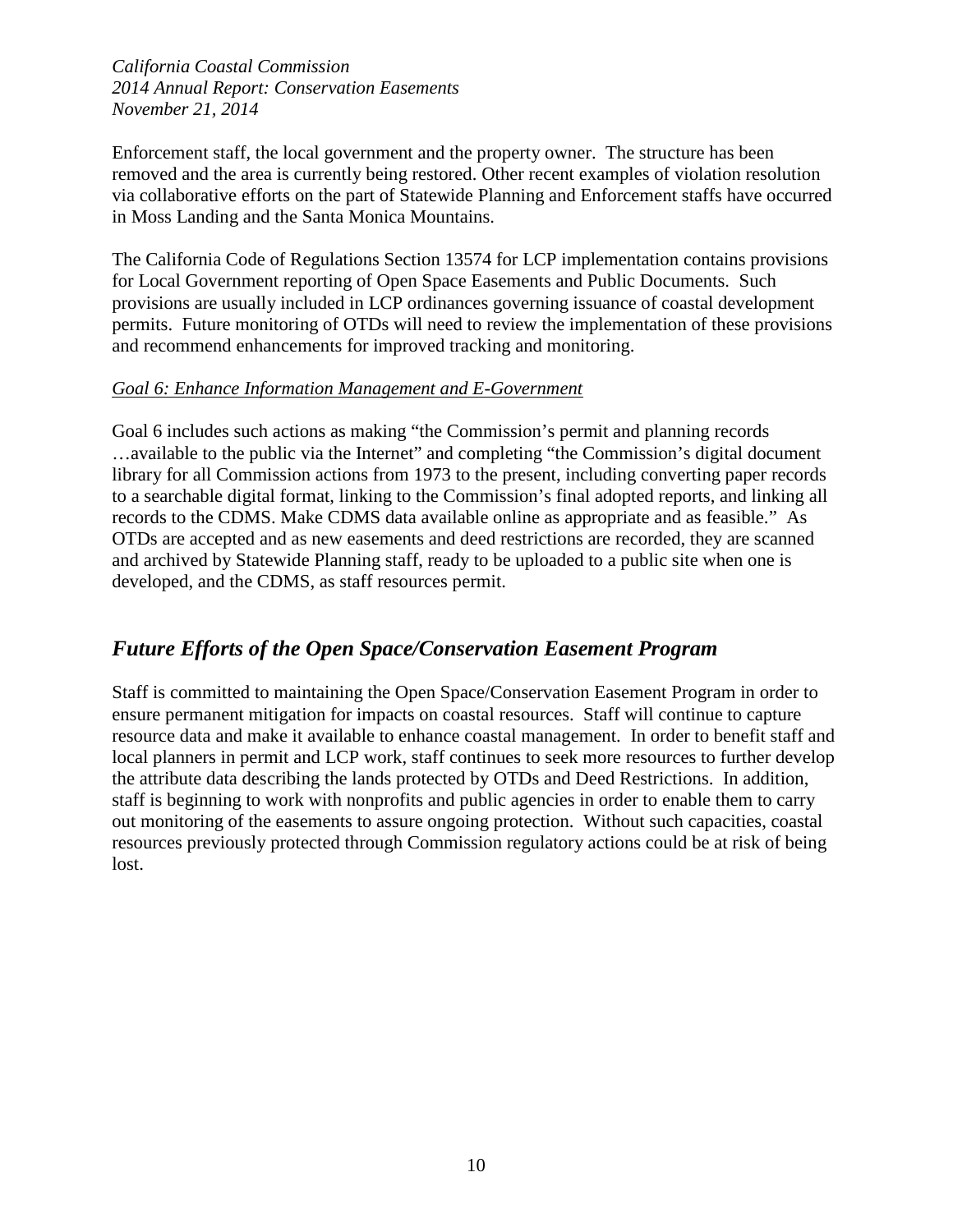Enforcement staff, the local government and the property owner. The structure has been removed and the area is currently being restored. Other recent examples of violation resolution via collaborative efforts on the part of Statewide Planning and Enforcement staffs have occurred in Moss Landing and the Santa Monica Mountains.

The California Code of Regulations Section 13574 for LCP implementation contains provisions for Local Government reporting of Open Space Easements and Public Documents. Such provisions are usually included in LCP ordinances governing issuance of coastal development permits. Future monitoring of OTDs will need to review the implementation of these provisions and recommend enhancements for improved tracking and monitoring.

*Goal 6: Enhance Information Management and E-Government*

Goal 6 includes such actions as making "the Commission's permit and planning records …available to the public via the Internet" and completing "the Commission's digital document library for all Commission actions from 1973 to the present, including converting paper records to a searchable digital format, linking to the Commission's final adopted reports, and linking all records to the CDMS. Make CDMS data available online as appropriate and as feasible." As OTDs are accepted and as new easements and deed restrictions are recorded, they are scanned and archived by Statewide Planning staff, ready to be uploaded to a public site when one is developed, and the CDMS, as staff resources permit.

## *Future Efforts of the Open Space/Conservation Easement Program*

Staff is committed to maintaining the Open Space/Conservation Easement Program in order to ensure permanent mitigation for impacts on coastal resources. Staff will continue to capture resource data and make it available to enhance coastal management. In order to benefit staff and local planners in permit and LCP work, staff continues to seek more resources to further develop the attribute data describing the lands protected by OTDs and Deed Restrictions. In addition, staff is beginning to work with nonprofits and public agencies in order to enable them to carry out monitoring of the easements to assure ongoing protection. Without such capacities, coastal resources previously protected through Commission regulatory actions could be at risk of being lost.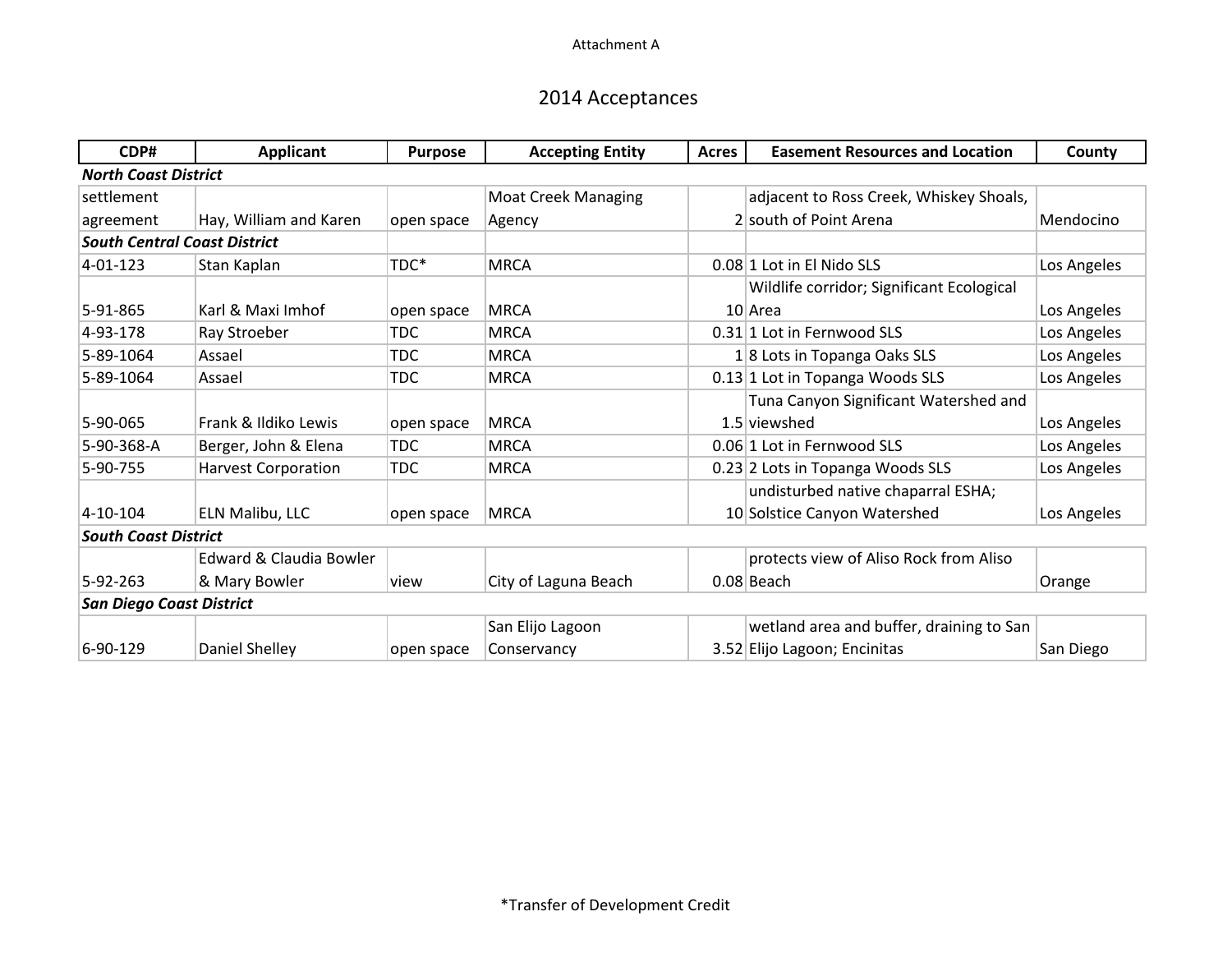Attachment A

# 2014 Acceptances

| CDP# | Applicant | Purpose | Accepting Entity | Acres | Easement Resources and Location | County |
|---|---|---|---|---|---|---|
| ***North Coast District*** | | | | | | |
| settlement agreement | Hay, William and Karen | open space | Moat Creek Managing Agency | 2 | adjacent to Ross Creek, Whiskey Shoals, south of Point Arena | Mendocino |
| ***South Central Coast District*** | | | | | | |
| 4-01-123 | Stan Kaplan | TDC* | MRCA | 0.08 | 1 Lot in El Nido SLS | Los Angeles |
| 5-91-865 | Karl & Maxi Imhof | open space | MRCA | 10 | Wildlife corridor; Significant Ecological Area | Los Angeles |
| 4-93-178 | Ray Stroeber | TDC | MRCA | 0.31 | 1 Lot in Fernwood SLS | Los Angeles |
| 5-89-1064 | Assael | TDC | MRCA | 1 | 8 Lots in Topanga Oaks SLS | Los Angeles |
| 5-89-1064 | Assael | TDC | MRCA | 0.13 | 1 Lot in Topanga Woods SLS | Los Angeles |
| 5-90-065 | Frank & Ildiko Lewis | open space | MRCA | 1.5 | Tuna Canyon Significant Watershed and viewshed | Los Angeles |
| 5-90-368-A | Berger, John & Elena | TDC | MRCA | 0.06 | 1 Lot in Fernwood SLS | Los Angeles |
| 5-90-755 | Harvest Corporation | TDC | MRCA | 0.23 | 2 Lots in Topanga Woods SLS | Los Angeles |
| 4-10-104 | ELN Malibu, LLC | open space | MRCA | 10 | undisturbed native chaparral ESHA; Solstice Canyon Watershed | Los Angeles |
| ***South Coast District*** | | | | | | |
| 5-92-263 | Edward & Claudia Bowler & Mary Bowler | view | City of Laguna Beach | 0.08 | protects view of Aliso Rock from Aliso Beach | Orange |
| ***San Diego Coast District*** | | | | | | |
| 6-90-129 | Daniel Shelley | open space | San Elijo Lagoon Conservancy | 3.52 | wetland area and buffer, draining to San Elijo Lagoon; Encinitas | San Diego |

*Transfer of Development Credit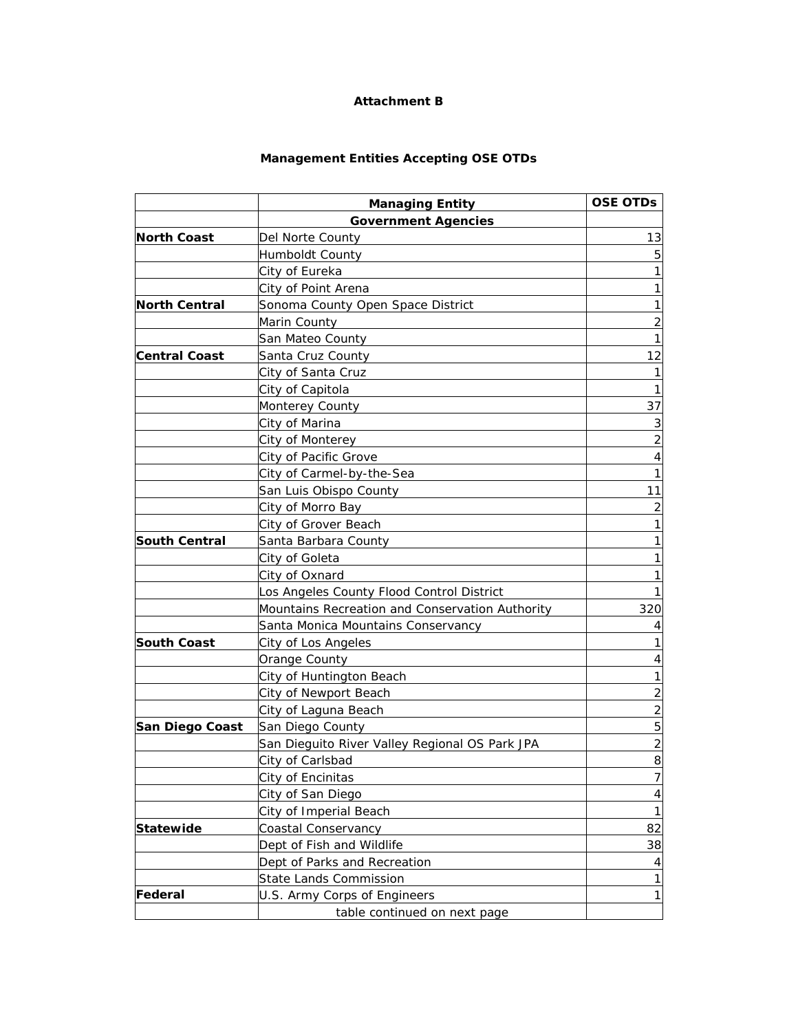**Attachment B**

**Management Entities Accepting OSE OTDs**

| | **Managing Entity** | **OSE OTDs** |
|---|---|---|
| | **Government Agencies** | |
| **North Coast** | Del Norte County | 13 |
| | Humboldt County | 5 |
| | City of Eureka | 1 |
| | City of Point Arena | 1 |
| **North Central** | Sonoma County Open Space District | 1 |
| | Marin County | 2 |
| | San Mateo County | 1 |
| **Central Coast** | Santa Cruz County | 12 |
| | City of Santa Cruz | 1 |
| | City of Capitola | 1 |
| | Monterey County | 37 |
| | City of Marina | 3 |
| | City of Monterey | 2 |
| | City of Pacific Grove | 4 |
| | City of Carmel-by-the-Sea | 1 |
| | San Luis Obispo County | 11 |
| | City of Morro Bay | 2 |
| | City of Grover Beach | 1 |
| **South Central** | Santa Barbara County | 1 |
| | City of Goleta | 1 |
| | City of Oxnard | 1 |
| | Los Angeles County Flood Control District | 1 |
| | Mountains Recreation and Conservation Authority | 320 |
| | Santa Monica Mountains Conservancy | 4 |
| **South Coast** | City of Los Angeles | 1 |
| | Orange County | 4 |
| | City of Huntington Beach | 1 |
| | City of Newport Beach | 2 |
| | City of Laguna Beach | 2 |
| **San Diego Coast** | San Diego County | 5 |
| | San Dieguito River Valley Regional OS Park JPA | 2 |
| | City of Carlsbad | 8 |
| | City of Encinitas | 7 |
| | City of San Diego | 4 |
| | City of Imperial Beach | 1 |
| **Statewide** | Coastal Conservancy | 82 |
| | Dept of Fish and Wildlife | 38 |
| | Dept of Parks and Recreation | 4 |
| | State Lands Commission | 1 |
| **Federal** | U.S. Army Corps of Engineers | 1 |
| | table continued on next page | |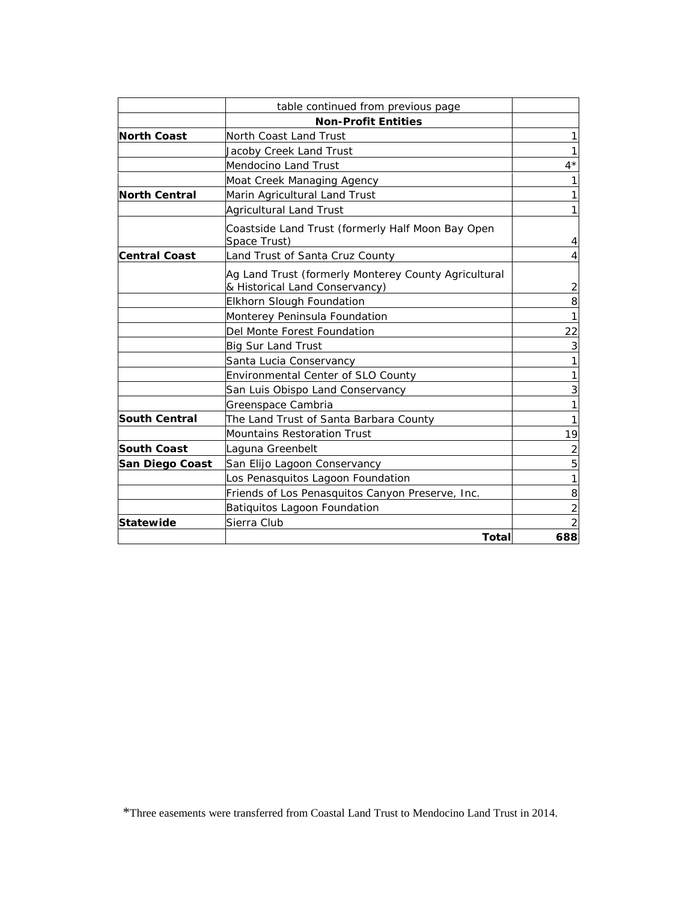| | | |
|---|---|---|
| | table continued from previous page | |
| | **Non-Profit Entities** | |
| **North Coast** | North Coast Land Trust | 1 |
| | Jacoby Creek Land Trust | 1 |
| | Mendocino Land Trust | 4* |
| | Moat Creek Managing Agency | 1 |
| **North Central** | Marin Agricultural Land Trust | 1 |
| | Agricultural Land Trust | 1 |
| | Coastside Land Trust (formerly Half Moon Bay Open Space Trust) | 4 |
| **Central Coast** | Land Trust of Santa Cruz County | 4 |
| | Ag Land Trust (formerly Monterey County Agricultural & Historical Land Conservancy) | 2 |
| | Elkhorn Slough Foundation | 8 |
| | Monterey Peninsula Foundation | 1 |
| | Del Monte Forest Foundation | 22 |
| | Big Sur Land Trust | 3 |
| | Santa Lucia Conservancy | 1 |
| | Environmental Center of SLO County | 1 |
| | San Luis Obispo Land Conservancy | 3 |
| | Greenspace Cambria | 1 |
| **South Central** | The Land Trust of Santa Barbara County | 1 |
| | Mountains Restoration Trust | 19 |
| **South Coast** | Laguna Greenbelt | 2 |
| **San Diego Coast** | San Elijo Lagoon Conservancy | 5 |
| | Los Penasquitos Lagoon Foundation | 1 |
| | Friends of Los Penasquitos Canyon Preserve, Inc. | 8 |
| | Batiquitos Lagoon Foundation | 2 |
| **Statewide** | Sierra Club | 2 |
| | **Total** | **688** |

*Three easements were transferred from Coastal Land Trust to Mendocino Land Trust in 2014.